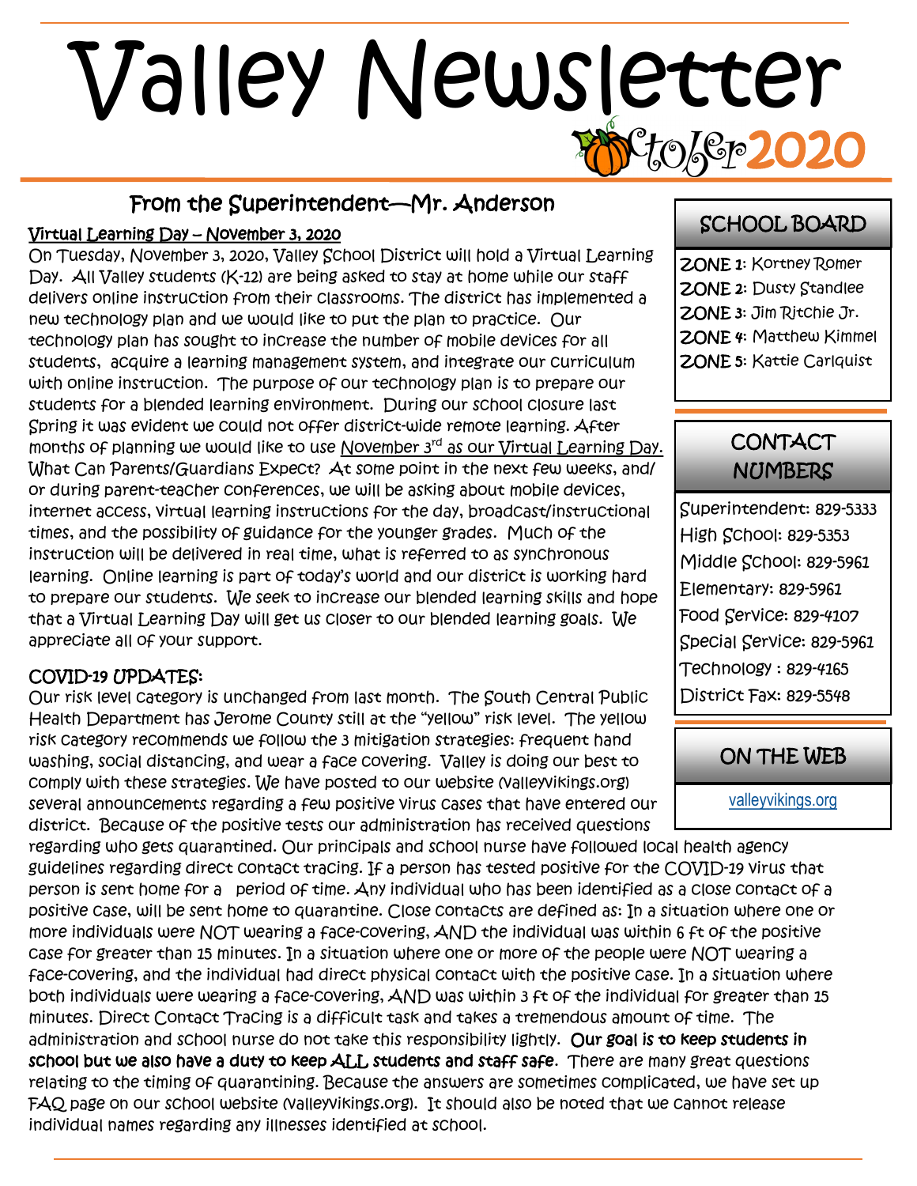# Valley Newsletter

October 2020

## From the Superintendent—Mr. Anderson

Virtual Learning Day – November 3, 2020

On Tuesday, November 3, 2020, Valley School District will hold a Virtual Learning Day. All Valley students (K-12) are being asked to stay at home while our staff delivers online instruction from their classrooms. The district has implemented a new technology plan and we would like to put the plan to practice. Our technology plan has sought to increase the number of mobile devices for all students, acquire a learning management system, and integrate our curriculum with online instruction. The purpose of our technology plan is to prepare our students for a blended learning environment. During our school closure last Spring it was evident we could not offer district-wide remote learning. After months of planning we would like to use November 3rd as our Virtual Learning Day. What Can Parents/Guardians Expect? At some point in the next few weeks, and/or during parent-teacher conferences, we will be asking about mobile devices, internet access, virtual learning instructions for the day, broadcast/instructional times, and the possibility of guidance for the younger grades. Much of the instruction will be delivered in real time, what is referred to as synchronous learning. Online learning is part of today's world and our district is working hard to prepare our students. We seek to increase our blended learning skills and hope that a Virtual Learning Day will get us closer to our blended learning goals. We appreciate all of your support.

### COVID-19 UPDATES:

Our risk level category is unchanged from last month. The South Central Public Health Department has Jerome County still at the "yellow" risk level. The yellow risk category recommends we follow the 3 mitigation strategies: frequent hand washing, social distancing, and wear a face covering. Valley is doing our best to comply with these strategies. We have posted to our website (valleyvikings.org) several announcements regarding a few positive virus cases that have entered our district. Because of the positive tests our administration has received questions regarding who gets quarantined. Our principals and school nurse have followed local health agency guidelines regarding direct contact tracing. If a person has tested positive for the COVID-19 virus that person is sent home for a period of time. Any individual who has been identified as a close contact of a positive case, will be sent home to quarantine. Close contacts are defined as: In a situation where one or more individuals were NOT wearing a face-covering, AND the individual was within 6 ft of the positive case for greater than 15 minutes. In a situation where one or more of the people were NOT wearing a face-covering, and the individual had direct physical contact with the positive case. In a situation where both individuals were wearing a face-covering, AND was within 3 ft of the individual for greater than 15 minutes. Direct Contact Tracing is a difficult task and takes a tremendous amount of time. The administration and school nurse do not take this responsibility lightly. **Our goal is to keep students in school but we also have a duty to keep ALL students and staff safe.** There are many great questions relating to the timing of quarantining. Because the answers are sometimes complicated, we have set up FAQ page on our school website (valleyvikings.org). It should also be noted that we cannot release individual names regarding any illnesses identified at school.

## SCHOOL BOARD

**ZONE 1**: Kortney Romer
**ZONE 2**: Dusty Standlee
**ZONE 3**: Jim Ritchie Jr.
**ZONE 4**: Matthew Kimmel
**ZONE 5**: Kattie Carlquist

## CONTACT NUMBERS

Superintendent: 829-5333
High School: 829-5353
Middle School: 829-5961
Elementary: 829-5961
Food Service: 829-4107
Special Service: 829-5961
Technology : 829-4165
District Fax: 829-5548

## ON THE WEB

valleyvikings.org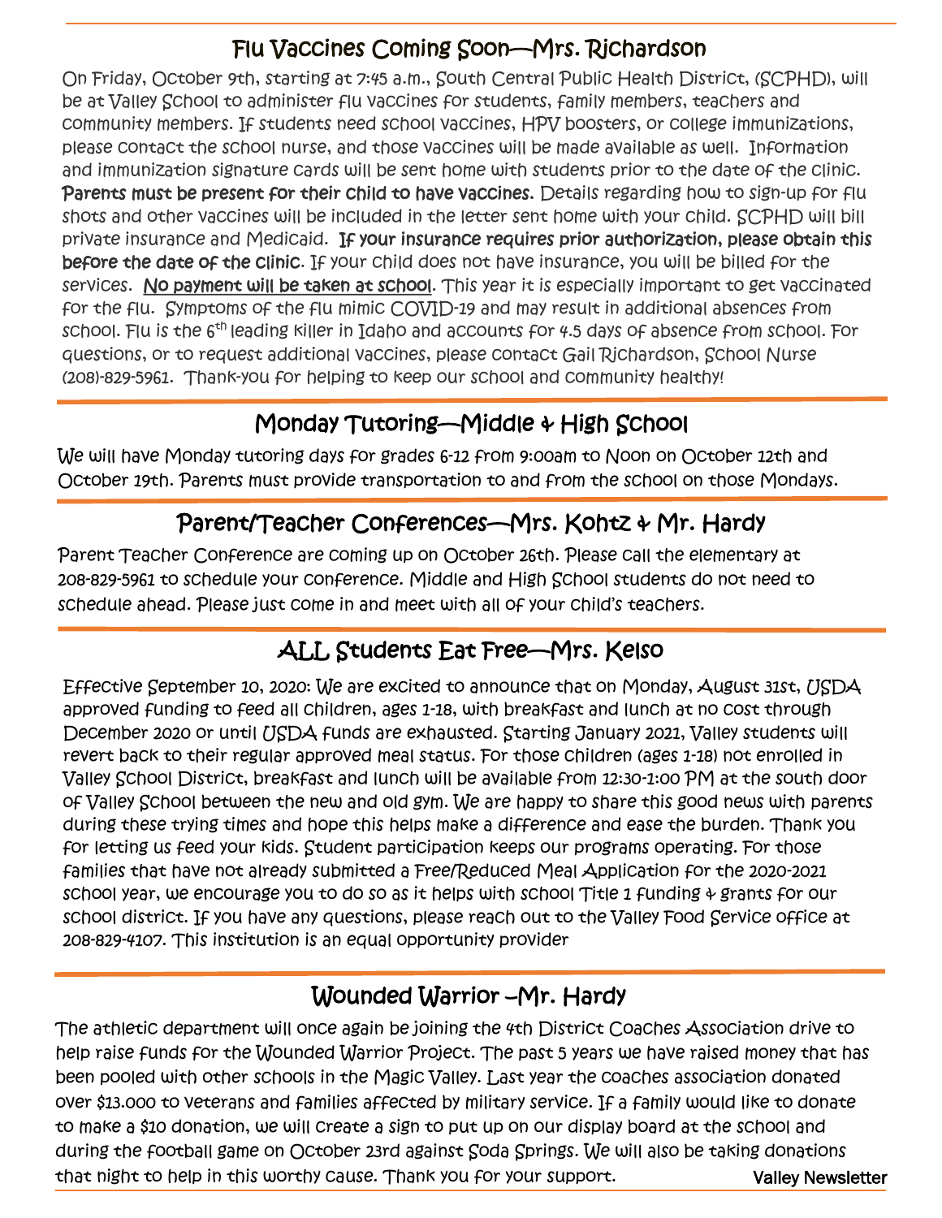## Flu Vaccines Coming Soon—Mrs. Richardson

On Friday, October 9th, starting at 7:45 a.m., South Central Public Health District, (SCPHD), will be at Valley School to administer flu vaccines for students, family members, teachers and community members. If students need school vaccines, HPV boosters, or college immunizations, please contact the school nurse, and those vaccines will be made available as well. Information and immunization signature cards will be sent home with students prior to the date of the clinic. **Parents must be present for their child to have vaccines.** Details regarding how to sign-up for flu shots and other vaccines will be included in the letter sent home with your child. SCPHD will bill private insurance and Medicaid. **If your insurance requires prior authorization, please obtain this before the date of the clinic.** If your child does not have insurance, you will be billed for the services. <u>**No payment will be taken at school**</u>. This year it is especially important to get vaccinated for the flu. Symptoms of the flu mimic COVID-19 and may result in additional absences from school. Flu is the 6th leading killer in Idaho and accounts for 4.5 days of absence from school. For questions, or to request additional vaccines, please contact Gail Richardson, School Nurse (208)-829-5961. Thank-you for helping to keep our school and community healthy!

## Monday Tutoring—Middle & High School

We will have Monday tutoring days for grades 6-12 from 9:00am to Noon on October 12th and October 19th. Parents must provide transportation to and from the school on those Mondays.

## Parent/Teacher Conferences—Mrs. Kohtz & Mr. Hardy

Parent Teacher Conference are coming up on October 26th. Please call the elementary at 208-829-5961 to schedule your conference. Middle and High School students do not need to schedule ahead. Please just come in and meet with all of your child's teachers.

## ALL Students Eat Free—Mrs. Kelso

Effective September 10, 2020: We are excited to announce that on Monday, August 31st, USDA approved funding to feed all children, ages 1-18, with breakfast and lunch at no cost through December 2020 or until USDA funds are exhausted. Starting January 2021, Valley students will revert back to their regular approved meal status. For those children (ages 1-18) not enrolled in Valley School District, breakfast and lunch will be available from 12:30-1:00 PM at the south door of Valley School between the new and old gym. We are happy to share this good news with parents during these trying times and hope this helps make a difference and ease the burden. Thank you for letting us feed your kids. Student participation keeps our programs operating. For those families that have not already submitted a Free/Reduced Meal Application for the 2020-2021 school year, we encourage you to do so as it helps with school Title 1 funding & grants for our school district. If you have any questions, please reach out to the Valley Food Service office at 208-829-4107. This institution is an equal opportunity provider

## Wounded Warrior –Mr. Hardy

The athletic department will once again be joining the 4th District Coaches Association drive to help raise funds for the Wounded Warrior Project. The past 5 years we have raised money that has been pooled with other schools in the Magic Valley. Last year the coaches association donated over $13.000 to veterans and families affected by military service. If a family would like to donate to make a $10 donation, we will create a sign to put up on our display board at the school and during the football game on October 23rd against Soda Springs. We will also be taking donations that night to help in this worthy cause. Thank you for your support.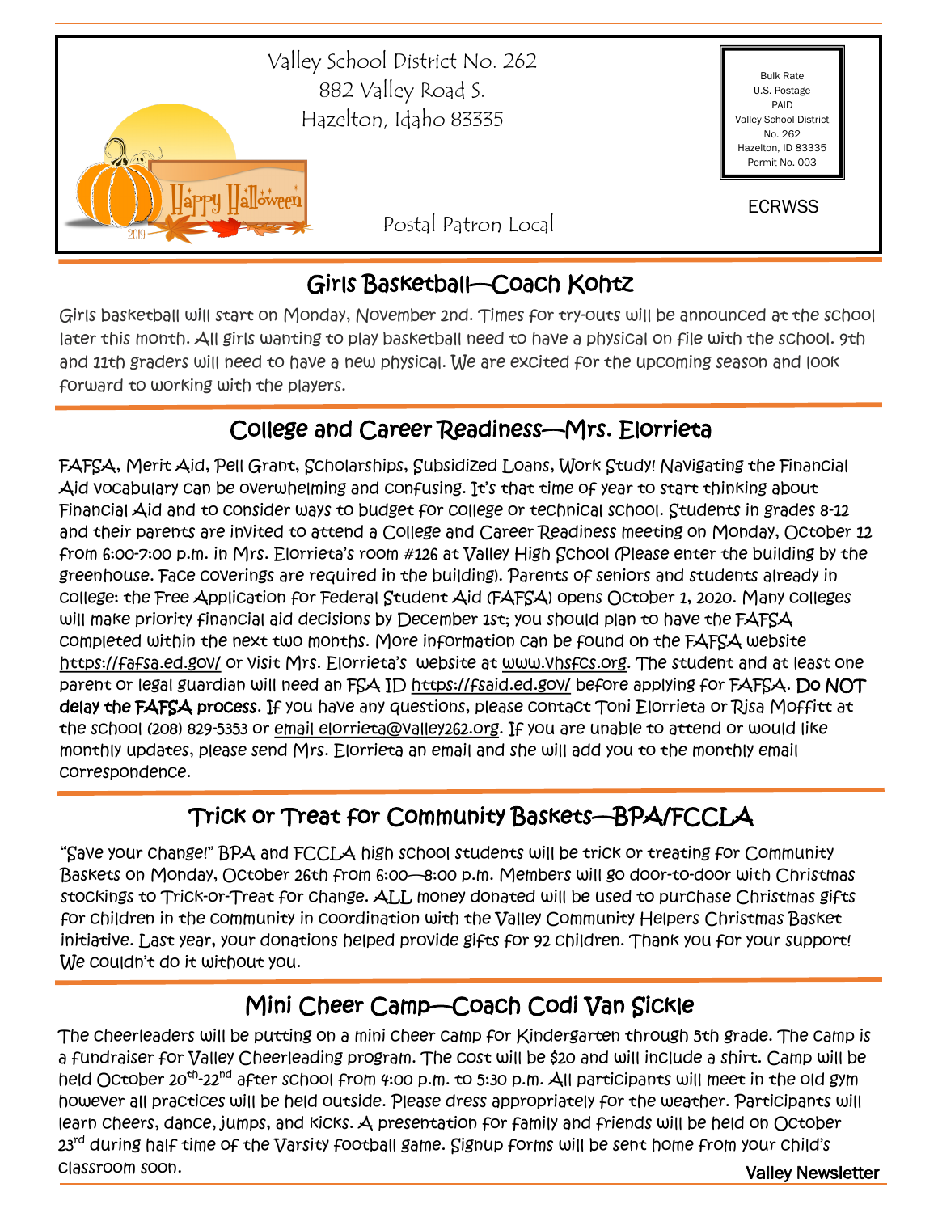Valley School District No. 262
882 Valley Road S.
Hazelton, Idaho 83335

Happy Halloween
2019

Postal Patron Local

Bulk Rate
U.S. Postage
PAID
Valley School District
No. 262
Hazelton, ID 83335
Permit No. 003

ECRWSS

## Girls Basketball—Coach Kohtz

Girls basketball will start on Monday, November 2nd. Times for try-outs will be announced at the school later this month. All girls wanting to play basketball need to have a physical on file with the school. 9th and 11th graders will need to have a new physical. We are excited for the upcoming season and look forward to working with the players.

## College and Career Readiness—Mrs. Elorrieta

FAFSA, Merit Aid, Pell Grant, Scholarships, Subsidized Loans, Work Study! Navigating the Financial Aid vocabulary can be overwhelming and confusing. It's that time of year to start thinking about Financial Aid and to consider ways to budget for college or technical school. Students in grades 8-12 and their parents are invited to attend a College and Career Readiness meeting on Monday, October 12 from 6:00-7:00 p.m. in Mrs. Elorrieta's room #126 at Valley High School (Please enter the building by the greenhouse. Face coverings are required in the building). Parents of seniors and students already in college: the Free Application for Federal Student Aid (FAFSA) opens October 1, 2020. Many colleges will make priority financial aid decisions by December 1st; you should plan to have the FAFSA completed within the next two months. More information can be found on the FAFSA website https://fafsa.ed.gov/ or visit Mrs. Elorrieta's website at www.vhsfcs.org. The student and at least one parent or legal guardian will need an FSA ID https://fsaid.ed.gov/ before applying for FAFSA. **Do NOT delay the FAFSA process**. If you have any questions, please contact Toni Elorrieta or Risa Moffitt at the school (208) 829-5353 or email elorrieta@valley262.org. If you are unable to attend or would like monthly updates, please send Mrs. Elorrieta an email and she will add you to the monthly email correspondence.

## Trick or Treat for Community Baskets—BPA/FCCLA

"Save your change!" BPA and FCCLA high school students will be trick or treating for Community Baskets on Monday, October 26th from 6:00—8:00 p.m. Members will go door-to-door with Christmas stockings to Trick-or-Treat for change. ALL money donated will be used to purchase Christmas gifts for children in the community in coordination with the Valley Community Helpers Christmas Basket initiative. Last year, your donations helped provide gifts for 92 children. Thank you for your support! We couldn't do it without you.

## Mini Cheer Camp—Coach Codi Van Sickle

The cheerleaders will be putting on a mini cheer camp for Kindergarten through 5th grade. The camp is a fundraiser for Valley Cheerleading program. The cost will be $20 and will include a shirt. Camp will be held October 20th-22nd after school from 4:00 p.m. to 5:30 p.m. All participants will meet in the old gym however all practices will be held outside. Please dress appropriately for the weather. Participants will learn cheers, dance, jumps, and kicks. A presentation for family and friends will be held on October 23rd during half time of the Varsity football game. Signup forms will be sent home from your child's classroom soon.